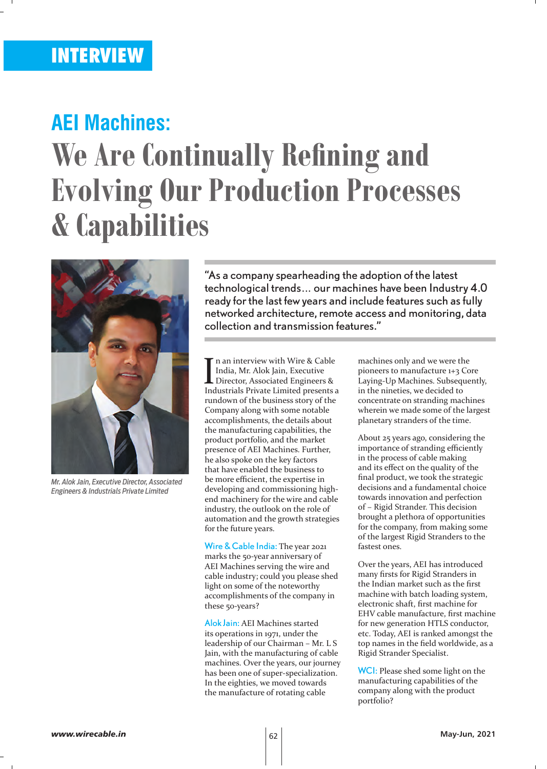INTERVIEW

# AEI Machines:
# We Are Continually Refining and Evolving Our Production Processes & Capabilities

*Mr. Alok Jain, Executive Director, Associated Engineers & Industrials Private Limited*

> "As a company spearheading the adoption of the latest technological trends... our machines have been Industry 4.0 ready for the last few years and include features such as fully networked architecture, remote access and monitoring, data collection and transmission features."

In an interview with Wire & Cable India, Mr. Alok Jain, Executive Director, Associated Engineers & Industrials Private Limited presents a rundown of the business story of the Company along with some notable accomplishments, the details about the manufacturing capabilities, the product portfolio, and the market presence of AEI Machines. Further, he also spoke on the key factors that have enabled the business to be more efficient, the expertise in developing and commissioning high-end machinery for the wire and cable industry, the outlook on the role of automation and the growth strategies for the future years.

**Wire & Cable India:** The year 2021 marks the 50-year anniversary of AEI Machines serving the wire and cable industry; could you please shed light on some of the noteworthy accomplishments of the company in these 50-years?

**Alok Jain:** AEI Machines started its operations in 1971, under the leadership of our Chairman – Mr. L S Jain, with the manufacturing of cable machines. Over the years, our journey has been one of super-specialization. In the eighties, we moved towards the manufacture of rotating cable machines only and we were the pioneers to manufacture 1+3 Core Laying-Up Machines. Subsequently, in the nineties, we decided to concentrate on stranding machines wherein we made some of the largest planetary stranders of the time.

About 25 years ago, considering the importance of stranding efficiently in the process of cable making and its effect on the quality of the final product, we took the strategic decisions and a fundamental choice towards innovation and perfection of – Rigid Strander. This decision brought a plethora of opportunities for the company, from making some of the largest Rigid Stranders to the fastest ones.

Over the years, AEI has introduced many firsts for Rigid Stranders in the Indian market such as the first machine with batch loading system, electronic shaft, first machine for EHV cable manufacture, first machine for new generation HTLS conductor, etc. Today, AEI is ranked amongst the top names in the field worldwide, as a Rigid Strander Specialist.

**WCI:** Please shed some light on the manufacturing capabilities of the company along with the product portfolio?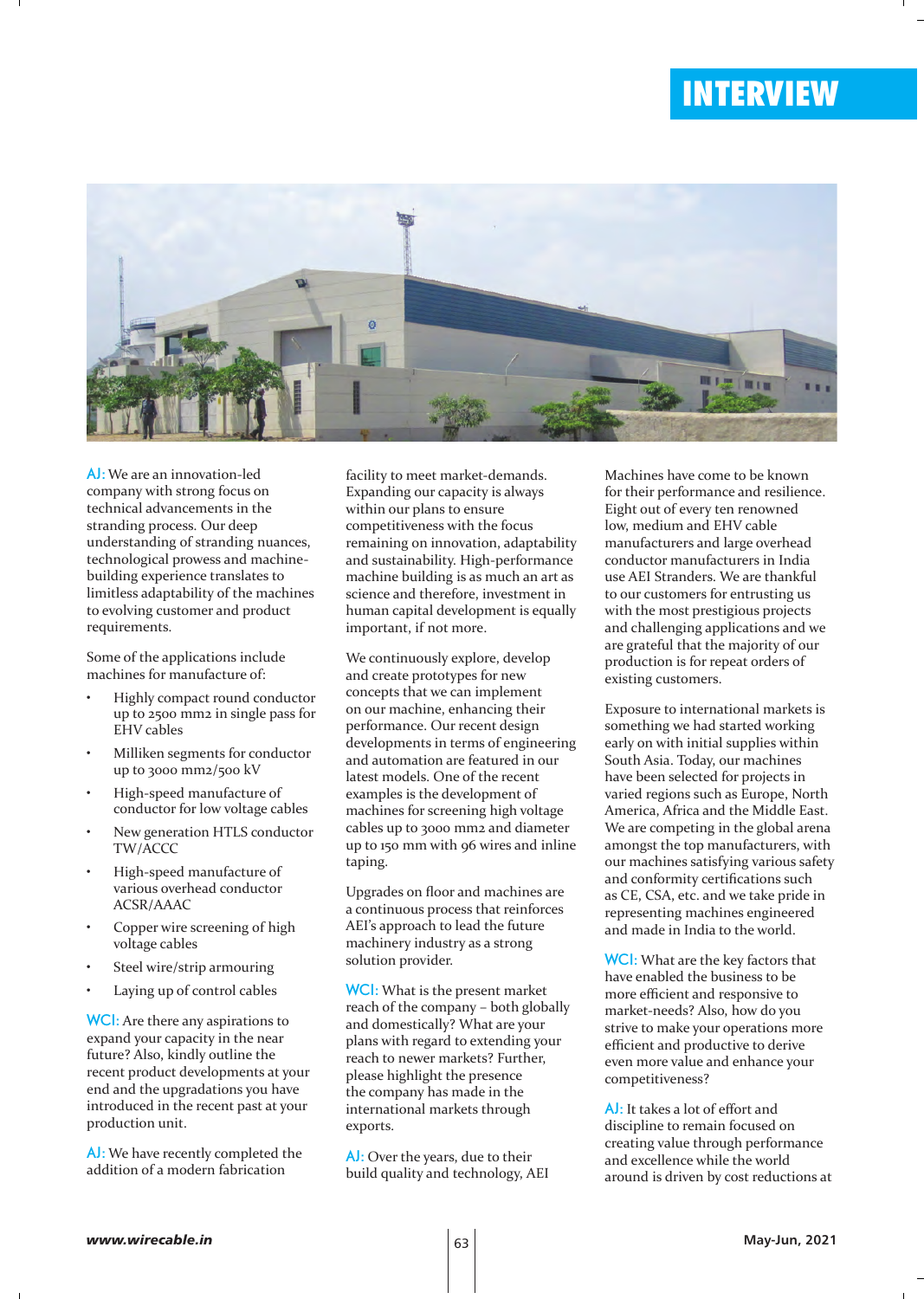# INTERVIEW

**AJ:** We are an innovation-led company with strong focus on technical advancements in the stranding process. Our deep understanding of stranding nuances, technological prowess and machine-building experience translates to limitless adaptability of the machines to evolving customer and product requirements.

Some of the applications include machines for manufacture of:

- Highly compact round conductor up to 2500 mm2 in single pass for EHV cables
- Milliken segments for conductor up to 3000 mm2/500 kV
- High-speed manufacture of conductor for low voltage cables
- New generation HTLS conductor TW/ACCC
- High-speed manufacture of various overhead conductor ACSR/AAAC
- Copper wire screening of high voltage cables
- Steel wire/strip armouring
- Laying up of control cables

**WCI:** Are there any aspirations to expand your capacity in the near future? Also, kindly outline the recent product developments at your end and the upgradations you have introduced in the recent past at your production unit.

**AJ:** We have recently completed the addition of a modern fabrication facility to meet market-demands. Expanding our capacity is always within our plans to ensure competitiveness with the focus remaining on innovation, adaptability and sustainability. High-performance machine building is as much an art as science and therefore, investment in human capital development is equally important, if not more.

We continuously explore, develop and create prototypes for new concepts that we can implement on our machine, enhancing their performance. Our recent design developments in terms of engineering and automation are featured in our latest models. One of the recent examples is the development of machines for screening high voltage cables up to 3000 mm2 and diameter up to 150 mm with 96 wires and inline taping.

Upgrades on floor and machines are a continuous process that reinforces AEI's approach to lead the future machinery industry as a strong solution provider.

**WCI:** What is the present market reach of the company – both globally and domestically? What are your plans with regard to extending your reach to newer markets? Further, please highlight the presence the company has made in the international markets through exports.

**AJ:** Over the years, due to their build quality and technology, AEI Machines have come to be known for their performance and resilience. Eight out of every ten renowned low, medium and EHV cable manufacturers and large overhead conductor manufacturers in India use AEI Stranders. We are thankful to our customers for entrusting us with the most prestigious projects and challenging applications and we are grateful that the majority of our production is for repeat orders of existing customers.

Exposure to international markets is something we had started working early on with initial supplies within South Asia. Today, our machines have been selected for projects in varied regions such as Europe, North America, Africa and the Middle East. We are competing in the global arena amongst the top manufacturers, with our machines satisfying various safety and conformity certifications such as CE, CSA, etc. and we take pride in representing machines engineered and made in India to the world.

**WCI:** What are the key factors that have enabled the business to be more efficient and responsive to market-needs? Also, how do you strive to make your operations more efficient and productive to derive even more value and enhance your competitiveness?

**AJ:** It takes a lot of effort and discipline to remain focused on creating value through performance and excellence while the world around is driven by cost reductions at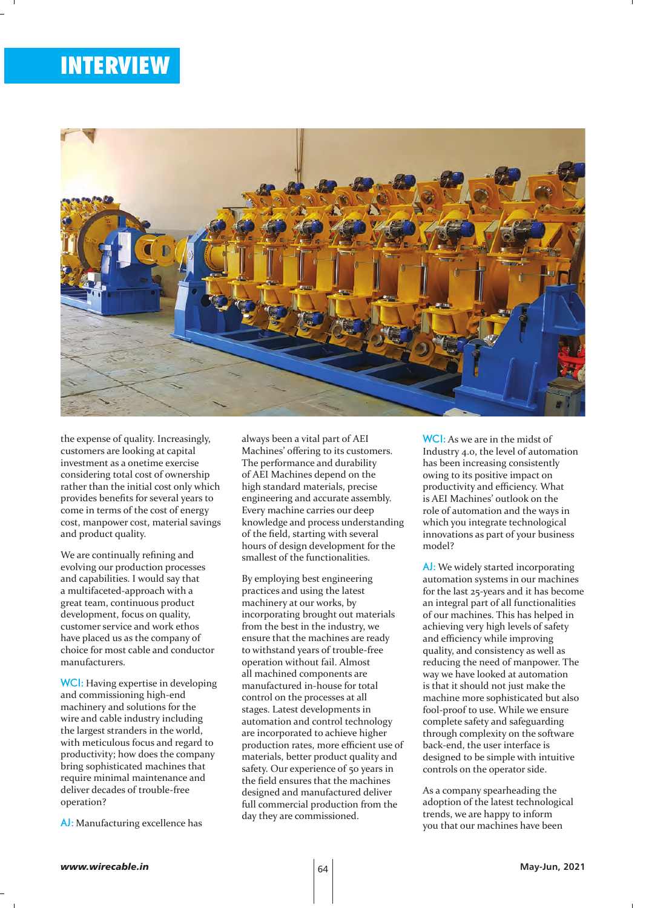the expense of quality. Increasingly, customers are looking at capital investment as a onetime exercise considering total cost of ownership rather than the initial cost only which provides benefits for several years to come in terms of the cost of energy cost, manpower cost, material savings and product quality.

We are continually refining and evolving our production processes and capabilities. I would say that a multifaceted-approach with a great team, continuous product development, focus on quality, customer service and work ethos have placed us as the company of choice for most cable and conductor manufacturers.

**WCI:** Having expertise in developing and commissioning high-end machinery and solutions for the wire and cable industry including the largest stranders in the world, with meticulous focus and regard to productivity; how does the company bring sophisticated machines that require minimal maintenance and deliver decades of trouble-free operation?

**AJ:** Manufacturing excellence has always been a vital part of AEI Machines' offering to its customers. The performance and durability of AEI Machines depend on the high standard materials, precise engineering and accurate assembly. Every machine carries our deep knowledge and process understanding of the field, starting with several hours of design development for the smallest of the functionalities.

By employing best engineering practices and using the latest machinery at our works, by incorporating brought out materials from the best in the industry, we ensure that the machines are ready to withstand years of trouble-free operation without fail. Almost all machined components are manufactured in-house for total control on the processes at all stages. Latest developments in automation and control technology are incorporated to achieve higher production rates, more efficient use of materials, better product quality and safety. Our experience of 50 years in the field ensures that the machines designed and manufactured deliver full commercial production from the day they are commissioned.

**WCI:** As we are in the midst of Industry 4.0, the level of automation has been increasing consistently owing to its positive impact on productivity and efficiency. What is AEI Machines' outlook on the role of automation and the ways in which you integrate technological innovations as part of your business model?

**AJ:** We widely started incorporating automation systems in our machines for the last 25-years and it has become an integral part of all functionalities of our machines. This has helped in achieving very high levels of safety and efficiency while improving quality, and consistency as well as reducing the need of manpower. The way we have looked at automation is that it should not just make the machine more sophisticated but also fool-proof to use. While we ensure complete safety and safeguarding through complexity on the software back-end, the user interface is designed to be simple with intuitive controls on the operator side.

As a company spearheading the adoption of the latest technological trends, we are happy to inform you that our machines have been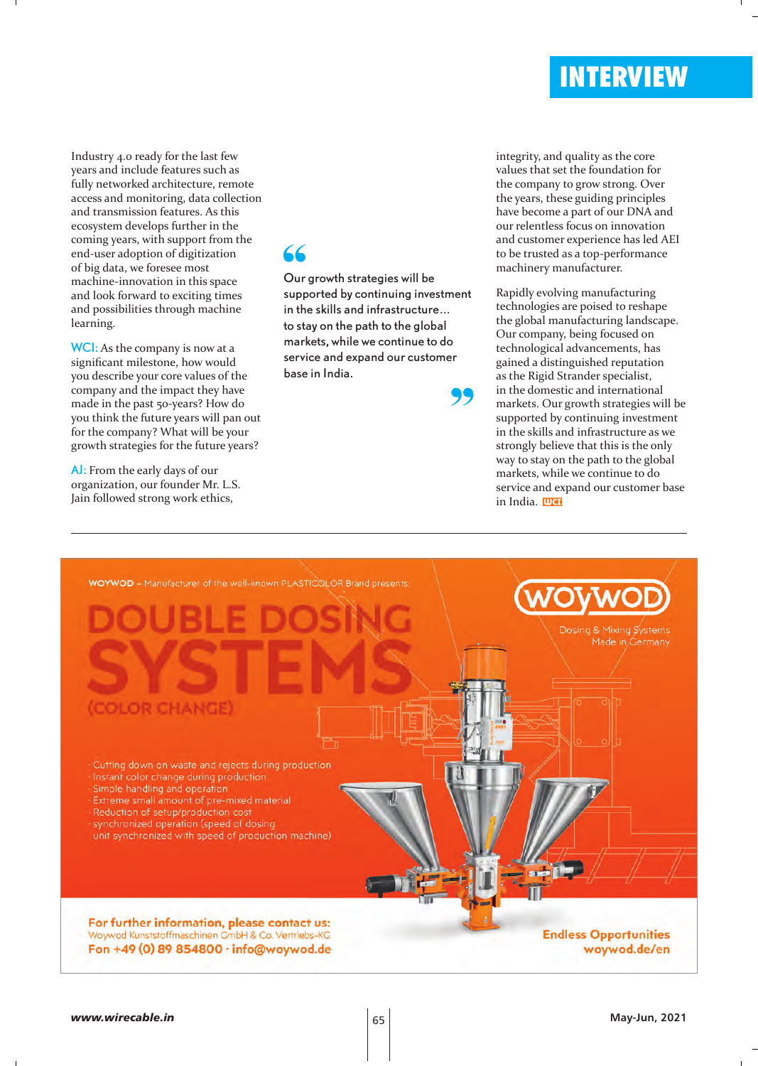Industry 4.0 ready for the last few years and include features such as fully networked architecture, remote access and monitoring, data collection and transmission features. As this ecosystem develops further in the coming years, with support from the end-user adoption of digitization of big data, we foresee most machine-innovation in this space and look forward to exciting times and possibilities through machine learning.

**WCI:** As the company is now at a significant milestone, how would you describe your core values of the company and the impact they have made in the past 50-years? How do you think the future years will pan out for the company? What will be your growth strategies for the future years?

**AJ:** From the early days of our organization, our founder Mr. L.S. Jain followed strong work ethics, integrity, and quality as the core values that set the foundation for the company to grow strong. Over the years, these guiding principles have become a part of our DNA and our relentless focus on innovation and customer experience has led AEI to be trusted as a top-performance machinery manufacturer.

> "Our growth strategies will be supported by continuing investment in the skills and infrastructure… to stay on the path to the global markets, while we continue to do service and expand our customer base in India."

Rapidly evolving manufacturing technologies are poised to reshape the global manufacturing landscape. Our company, being focused on technological advancements, has gained a distinguished reputation as the Rigid Strander specialist, in the domestic and international markets. Our growth strategies will be supported by continuing investment in the skills and infrastructure as we strongly believe that this is the only way to stay on the path to the global markets, while we continue to do service and expand our customer base in India. WCI

---

WOYWOD – Manufacturer of the well-known PLASTICOLOR Brand presents:

# DOUBLE DOSING SYSTEMS

(COLOR CHANGE)

WOYWOD

Dosing & Mixing Systems
Made in Germany

- Cutting down on waste and rejects during production
- Instant color change during production
- Simple handling and operation
- Extreme small amount of pre-mixed material
- Reduction of setup/production cost
- synchronized operation (speed of dosing unit synchronized with speed of production machine)

**For further information, please contact us:**
Woywod Kunststoffmaschinen GmbH & Co. Vertriebs-KG
**Fon +49 (0) 89 854800 · info@woywod.de**

**Endless Opportunities**
**woywod.de/en**